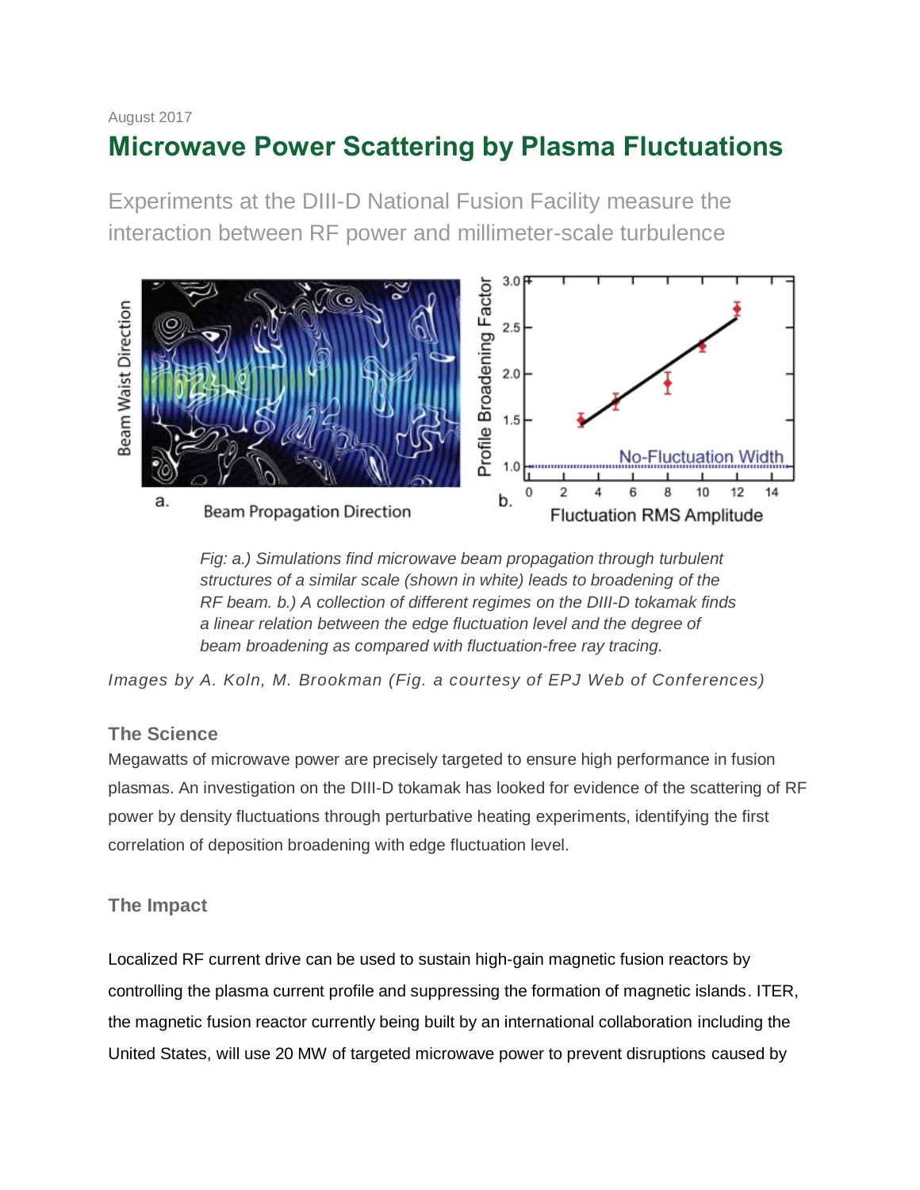August 2017

# Microwave Power Scattering by Plasma Fluctuations

Experiments at the DIII-D National Fusion Facility measure the interaction between RF power and millimeter-scale turbulence

*Fig: a.) Simulations find microwave beam propagation through turbulent structures of a similar scale (shown in white) leads to broadening of the RF beam. b.) A collection of different regimes on the DIII-D tokamak finds a linear relation between the edge fluctuation level and the degree of beam broadening as compared with fluctuation-free ray tracing.*

*Images by A. Koln, M. Brookman (Fig. a courtesy of EPJ Web of Conferences)*

### The Science

Megawatts of microwave power are precisely targeted to ensure high performance in fusion plasmas. An investigation on the DIII-D tokamak has looked for evidence of the scattering of RF power by density fluctuations through perturbative heating experiments, identifying the first correlation of deposition broadening with edge fluctuation level.

### The Impact

Localized RF current drive can be used to sustain high-gain magnetic fusion reactors by controlling the plasma current profile and suppressing the formation of magnetic islands. ITER, the magnetic fusion reactor currently being built by an international collaboration including the United States, will use 20 MW of targeted microwave power to prevent disruptions caused by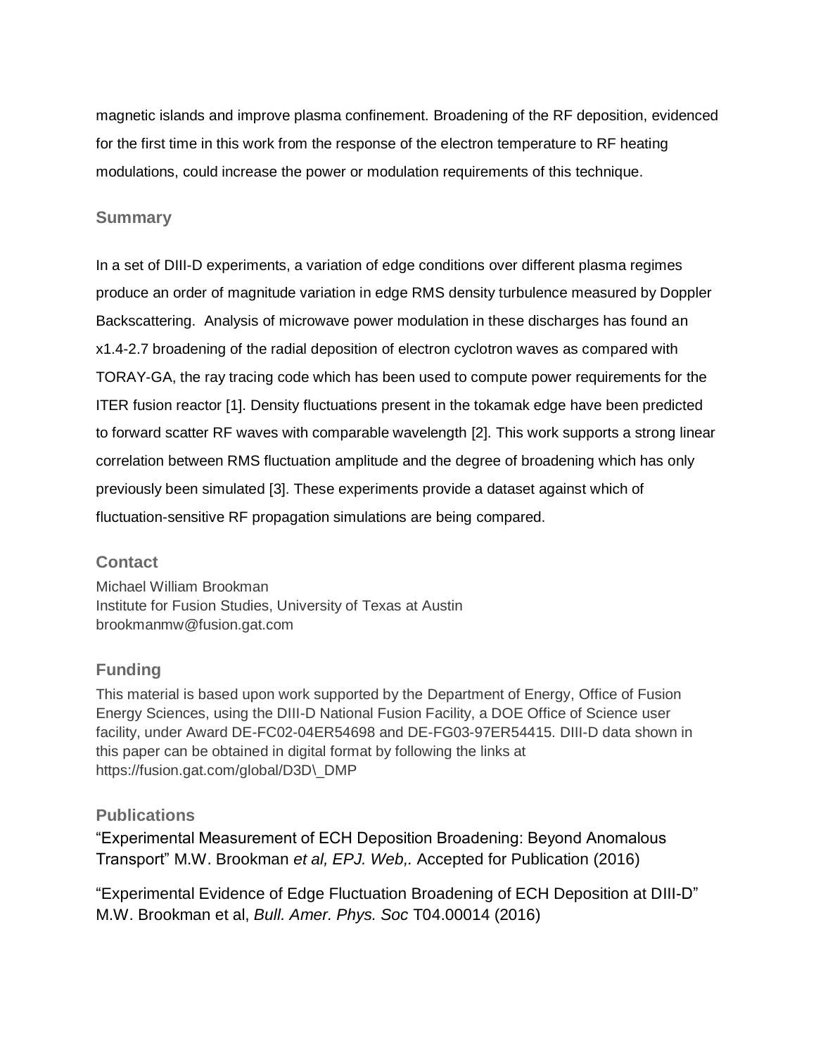magnetic islands and improve plasma confinement. Broadening of the RF deposition, evidenced for the first time in this work from the response of the electron temperature to RF heating modulations, could increase the power or modulation requirements of this technique.

## Summary

In a set of DIII-D experiments, a variation of edge conditions over different plasma regimes produce an order of magnitude variation in edge RMS density turbulence measured by Doppler Backscattering. Analysis of microwave power modulation in these discharges has found an x1.4-2.7 broadening of the radial deposition of electron cyclotron waves as compared with TORAY-GA, the ray tracing code which has been used to compute power requirements for the ITER fusion reactor [1]. Density fluctuations present in the tokamak edge have been predicted to forward scatter RF waves with comparable wavelength [2]. This work supports a strong linear correlation between RMS fluctuation amplitude and the degree of broadening which has only previously been simulated [3]. These experiments provide a dataset against which of fluctuation-sensitive RF propagation simulations are being compared.

## Contact

Michael William Brookman
Institute for Fusion Studies, University of Texas at Austin
brookmanmw@fusion.gat.com

## Funding

This material is based upon work supported by the Department of Energy, Office of Fusion Energy Sciences, using the DIII-D National Fusion Facility, a DOE Office of Science user facility, under Award DE-FC02-04ER54698 and DE-FG03-97ER54415. DIII-D data shown in this paper can be obtained in digital format by following the links at https://fusion.gat.com/global/D3D\_DMP

## Publications

"Experimental Measurement of ECH Deposition Broadening: Beyond Anomalous Transport" M.W. Brookman *et al, EPJ. Web,.* Accepted for Publication (2016)

"Experimental Evidence of Edge Fluctuation Broadening of ECH Deposition at DIII-D" M.W. Brookman et al, *Bull. Amer. Phys. Soc* T04.00014 (2016)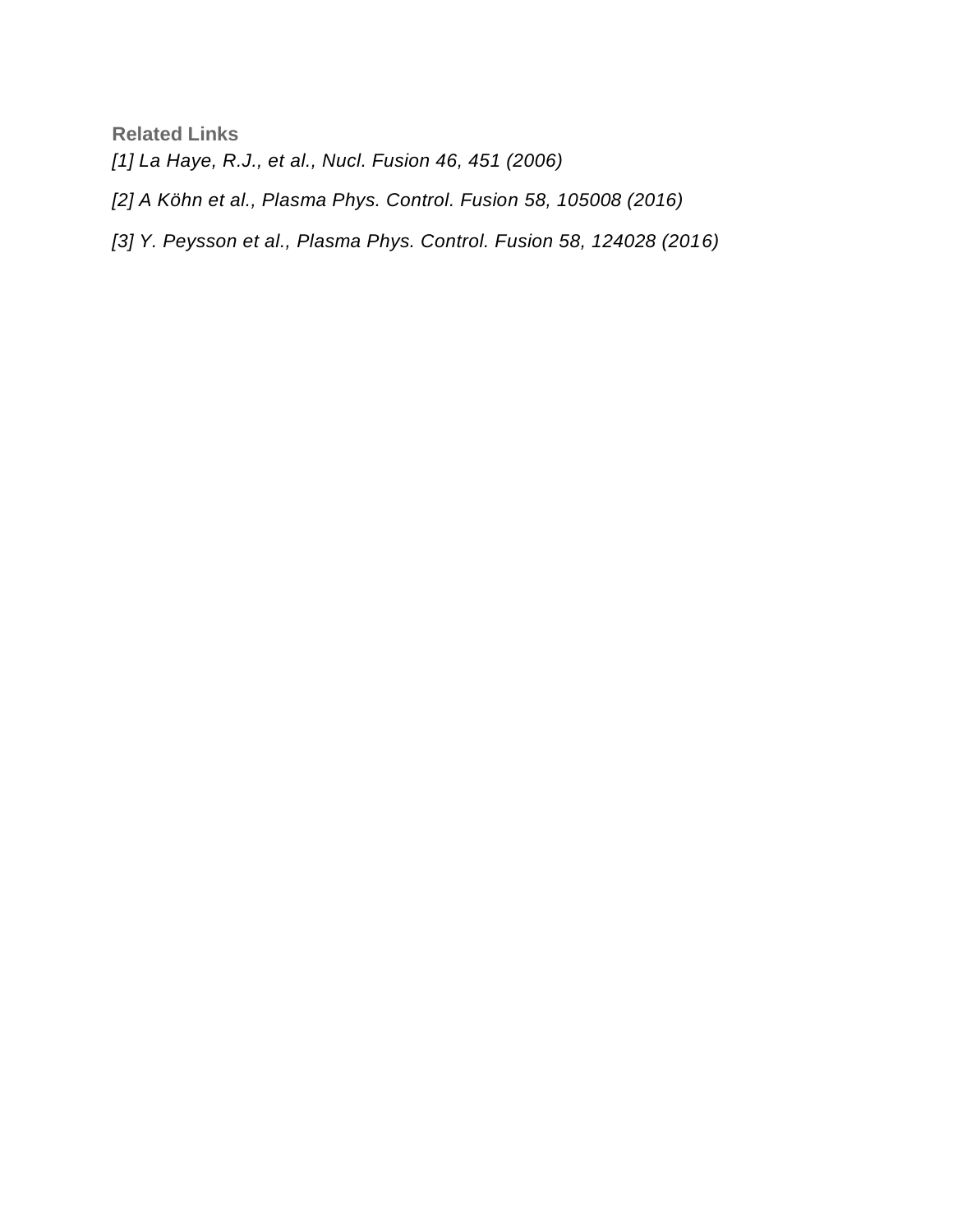**Related Links**

*[1] La Haye, R.J., et al., Nucl. Fusion 46, 451 (2006)*

*[2] A Köhn et al., Plasma Phys. Control. Fusion 58, 105008 (2016)*

*[3] Y. Peysson et al., Plasma Phys. Control. Fusion 58, 124028 (2016)*